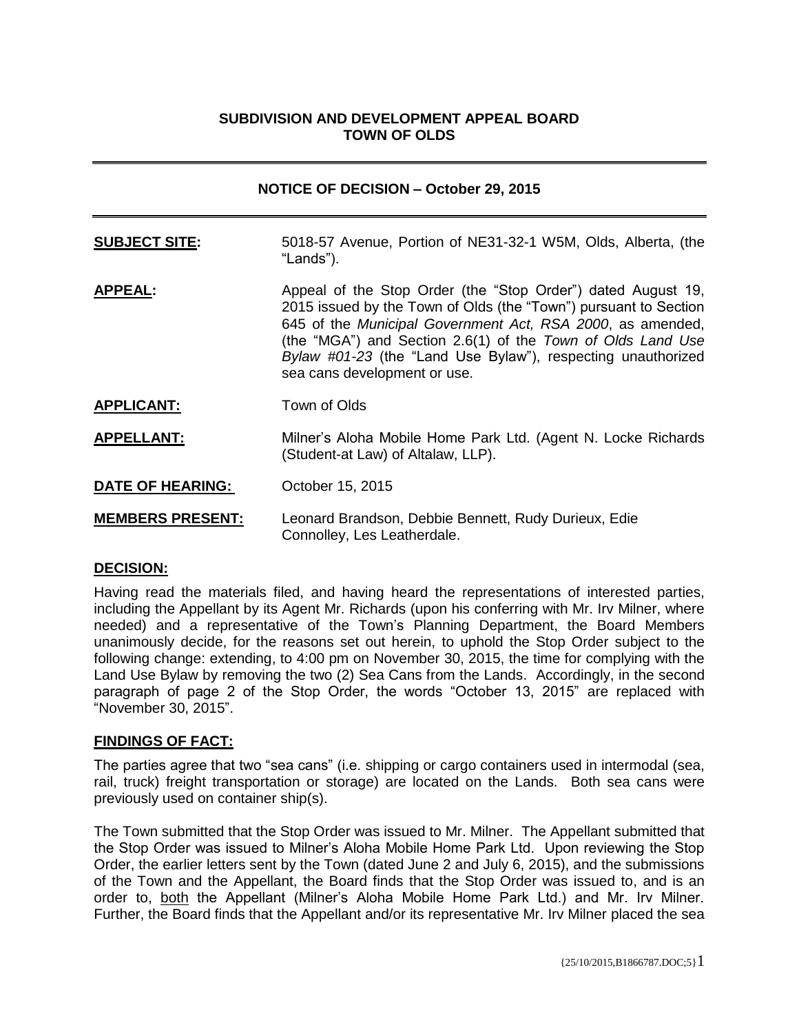**SUBDIVISION AND DEVELOPMENT APPEAL BOARD**
**TOWN OF OLDS**

---

**NOTICE OF DECISION – October 29, 2015**

---

**SUBJECT SITE:** 5018-57 Avenue, Portion of NE31-32-1 W5M, Olds, Alberta, (the "Lands").

**APPEAL:** Appeal of the Stop Order (the "Stop Order") dated August 19, 2015 issued by the Town of Olds (the "Town") pursuant to Section 645 of the *Municipal Government Act, RSA 2000*, as amended, (the "MGA") and Section 2.6(1) of the *Town of Olds Land Use Bylaw #01-23* (the "Land Use Bylaw"), respecting unauthorized sea cans development or use.

**APPLICANT:** Town of Olds

**APPELLANT:** Milner's Aloha Mobile Home Park Ltd. (Agent N. Locke Richards (Student-at Law) of Altalaw, LLP).

**DATE OF HEARING:** October 15, 2015

**MEMBERS PRESENT:** Leonard Brandson, Debbie Bennett, Rudy Durieux, Edie Connolley, Les Leatherdale.

## DECISION:

Having read the materials filed, and having heard the representations of interested parties, including the Appellant by its Agent Mr. Richards (upon his conferring with Mr. Irv Milner, where needed) and a representative of the Town's Planning Department, the Board Members unanimously decide, for the reasons set out herein, to uphold the Stop Order subject to the following change: extending, to 4:00 pm on November 30, 2015, the time for complying with the Land Use Bylaw by removing the two (2) Sea Cans from the Lands. Accordingly, in the second paragraph of page 2 of the Stop Order, the words "October 13, 2015" are replaced with "November 30, 2015".

## FINDINGS OF FACT:

The parties agree that two "sea cans" (i.e. shipping or cargo containers used in intermodal (sea, rail, truck) freight transportation or storage) are located on the Lands. Both sea cans were previously used on container ship(s).

The Town submitted that the Stop Order was issued to Mr. Milner. The Appellant submitted that the Stop Order was issued to Milner's Aloha Mobile Home Park Ltd. Upon reviewing the Stop Order, the earlier letters sent by the Town (dated June 2 and July 6, 2015), and the submissions of the Town and the Appellant, the Board finds that the Stop Order was issued to, and is an order to, both the Appellant (Milner's Aloha Mobile Home Park Ltd.) and Mr. Irv Milner. Further, the Board finds that the Appellant and/or its representative Mr. Irv Milner placed the sea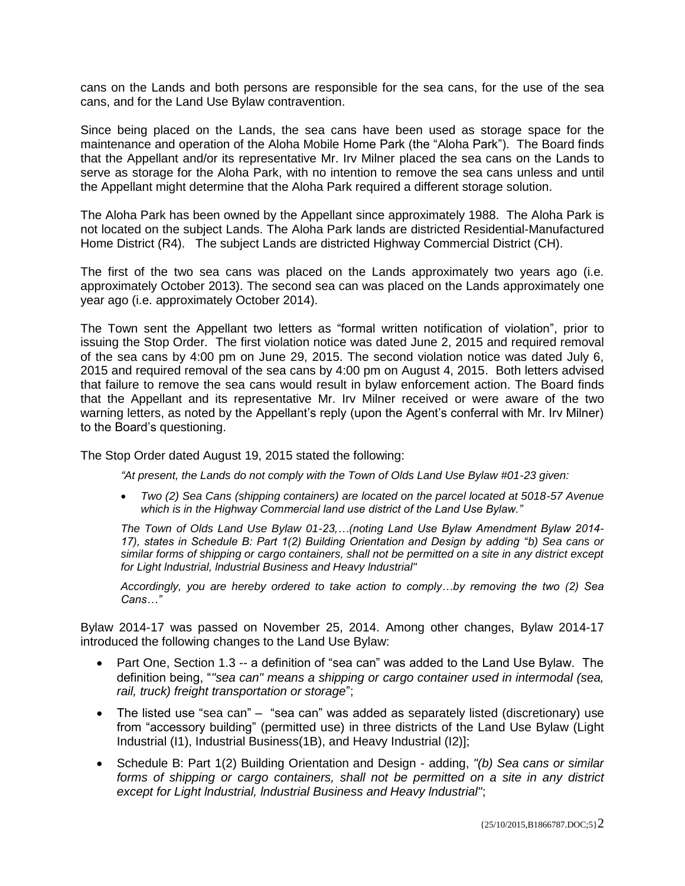cans on the Lands and both persons are responsible for the sea cans, for the use of the sea cans, and for the Land Use Bylaw contravention.

Since being placed on the Lands, the sea cans have been used as storage space for the maintenance and operation of the Aloha Mobile Home Park (the "Aloha Park"). The Board finds that the Appellant and/or its representative Mr. Irv Milner placed the sea cans on the Lands to serve as storage for the Aloha Park, with no intention to remove the sea cans unless and until the Appellant might determine that the Aloha Park required a different storage solution.

The Aloha Park has been owned by the Appellant since approximately 1988. The Aloha Park is not located on the subject Lands. The Aloha Park lands are districted Residential-Manufactured Home District (R4). The subject Lands are districted Highway Commercial District (CH).

The first of the two sea cans was placed on the Lands approximately two years ago (i.e. approximately October 2013). The second sea can was placed on the Lands approximately one year ago (i.e. approximately October 2014).

The Town sent the Appellant two letters as "formal written notification of violation", prior to issuing the Stop Order. The first violation notice was dated June 2, 2015 and required removal of the sea cans by 4:00 pm on June 29, 2015. The second violation notice was dated July 6, 2015 and required removal of the sea cans by 4:00 pm on August 4, 2015. Both letters advised that failure to remove the sea cans would result in bylaw enforcement action. The Board finds that the Appellant and its representative Mr. Irv Milner received or were aware of the two warning letters, as noted by the Appellant's reply (upon the Agent's conferral with Mr. Irv Milner) to the Board's questioning.

The Stop Order dated August 19, 2015 stated the following:

> *"At present, the Lands do not comply with the Town of Olds Land Use Bylaw #01-23 given:*
>
> - *Two (2) Sea Cans (shipping containers) are located on the parcel located at 5018-57 Avenue which is in the Highway Commercial land use district of the Land Use Bylaw."*
>
> *The Town of Olds Land Use Bylaw 01-23,…(noting Land Use Bylaw Amendment Bylaw 2014-17), states in Schedule B: Part 1(2) Building Orientation and Design by adding "b) Sea cans or similar forms of shipping or cargo containers, shall not be permitted on a site in any district except for Light lndustrial, lndustrial Business and Heavy lndustrial"*
>
> *Accordingly, you are hereby ordered to take action to comply…by removing the two (2) Sea Cans…"*

Bylaw 2014-17 was passed on November 25, 2014. Among other changes, Bylaw 2014-17 introduced the following changes to the Land Use Bylaw:

- Part One, Section 1.3 -- a definition of "sea can" was added to the Land Use Bylaw. The definition being, "*"sea can" means a shipping or cargo container used in intermodal (sea, rail, truck) freight transportation or storage*";
- The listed use "sea can" – "sea can" was added as separately listed (discretionary) use from "accessory building" (permitted use) in three districts of the Land Use Bylaw (Light Industrial (I1), Industrial Business(1B), and Heavy Industrial (I2)];
- Schedule B: Part 1(2) Building Orientation and Design - adding, *"(b) Sea cans or similar forms of shipping or cargo containers, shall not be permitted on a site in any district except for Light lndustrial, lndustrial Business and Heavy lndustrial"*;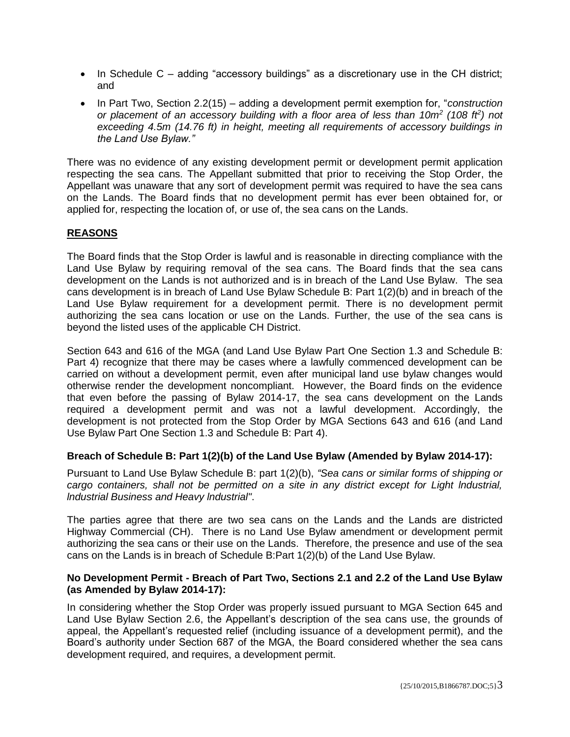- In Schedule C – adding "accessory buildings" as a discretionary use in the CH district; and
- In Part Two, Section 2.2(15) – adding a development permit exemption for, "*construction or placement of an accessory building with a floor area of less than 10m$^2$ (108 ft$^2$) not exceeding 4.5m (14.76 ft) in height, meeting all requirements of accessory buildings in the Land Use Bylaw.*"

There was no evidence of any existing development permit or development permit application respecting the sea cans. The Appellant submitted that prior to receiving the Stop Order, the Appellant was unaware that any sort of development permit was required to have the sea cans on the Lands. The Board finds that no development permit has ever been obtained for, or applied for, respecting the location of, or use of, the sea cans on the Lands.

## REASONS

The Board finds that the Stop Order is lawful and is reasonable in directing compliance with the Land Use Bylaw by requiring removal of the sea cans. The Board finds that the sea cans development on the Lands is not authorized and is in breach of the Land Use Bylaw. The sea cans development is in breach of Land Use Bylaw Schedule B: Part 1(2)(b) and in breach of the Land Use Bylaw requirement for a development permit. There is no development permit authorizing the sea cans location or use on the Lands. Further, the use of the sea cans is beyond the listed uses of the applicable CH District.

Section 643 and 616 of the MGA (and Land Use Bylaw Part One Section 1.3 and Schedule B: Part 4) recognize that there may be cases where a lawfully commenced development can be carried on without a development permit, even after municipal land use bylaw changes would otherwise render the development noncompliant. However, the Board finds on the evidence that even before the passing of Bylaw 2014-17, the sea cans development on the Lands required a development permit and was not a lawful development. Accordingly, the development is not protected from the Stop Order by MGA Sections 643 and 616 (and Land Use Bylaw Part One Section 1.3 and Schedule B: Part 4).

### Breach of Schedule B: Part 1(2)(b) of the Land Use Bylaw (Amended by Bylaw 2014-17):

Pursuant to Land Use Bylaw Schedule B: part 1(2)(b), *"Sea cans or similar forms of shipping or cargo containers, shall not be permitted on a site in any district except for Light lndustrial, lndustrial Business and Heavy lndustrial"*.

The parties agree that there are two sea cans on the Lands and the Lands are districted Highway Commercial (CH). There is no Land Use Bylaw amendment or development permit authorizing the sea cans or their use on the Lands. Therefore, the presence and use of the sea cans on the Lands is in breach of Schedule B:Part 1(2)(b) of the Land Use Bylaw.

### No Development Permit - Breach of Part Two, Sections 2.1 and 2.2 of the Land Use Bylaw (as Amended by Bylaw 2014-17):

In considering whether the Stop Order was properly issued pursuant to MGA Section 645 and Land Use Bylaw Section 2.6, the Appellant's description of the sea cans use, the grounds of appeal, the Appellant's requested relief (including issuance of a development permit), and the Board's authority under Section 687 of the MGA, the Board considered whether the sea cans development required, and requires, a development permit.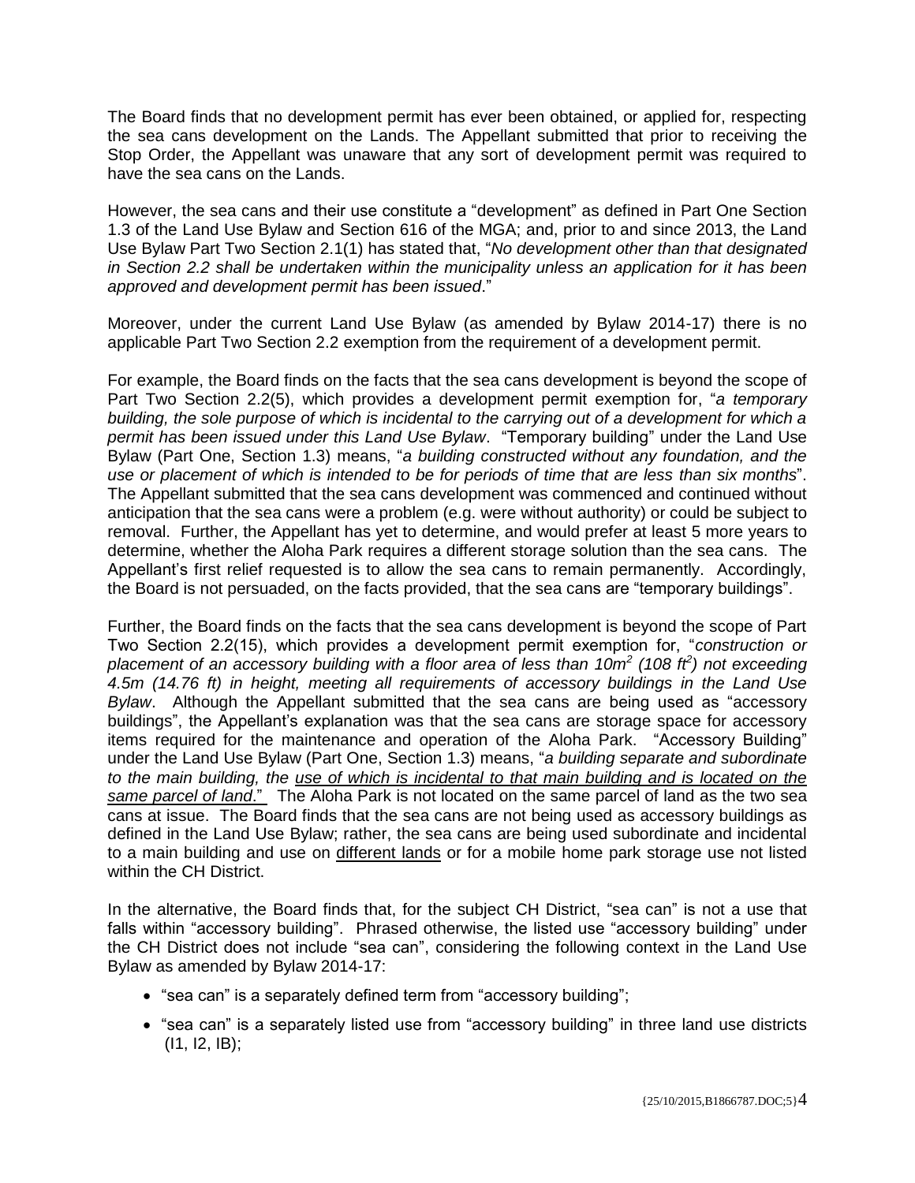The Board finds that no development permit has ever been obtained, or applied for, respecting the sea cans development on the Lands. The Appellant submitted that prior to receiving the Stop Order, the Appellant was unaware that any sort of development permit was required to have the sea cans on the Lands.

However, the sea cans and their use constitute a "development" as defined in Part One Section 1.3 of the Land Use Bylaw and Section 616 of the MGA; and, prior to and since 2013, the Land Use Bylaw Part Two Section 2.1(1) has stated that, "*No development other than that designated in Section 2.2 shall be undertaken within the municipality unless an application for it has been approved and development permit has been issued*."

Moreover, under the current Land Use Bylaw (as amended by Bylaw 2014-17) there is no applicable Part Two Section 2.2 exemption from the requirement of a development permit.

For example, the Board finds on the facts that the sea cans development is beyond the scope of Part Two Section 2.2(5), which provides a development permit exemption for, "*a temporary building, the sole purpose of which is incidental to the carrying out of a development for which a permit has been issued under this Land Use Bylaw*. "Temporary building" under the Land Use Bylaw (Part One, Section 1.3) means, "*a building constructed without any foundation, and the use or placement of which is intended to be for periods of time that are less than six months*". The Appellant submitted that the sea cans development was commenced and continued without anticipation that the sea cans were a problem (e.g. were without authority) or could be subject to removal. Further, the Appellant has yet to determine, and would prefer at least 5 more years to determine, whether the Aloha Park requires a different storage solution than the sea cans. The Appellant's first relief requested is to allow the sea cans to remain permanently. Accordingly, the Board is not persuaded, on the facts provided, that the sea cans are "temporary buildings".

Further, the Board finds on the facts that the sea cans development is beyond the scope of Part Two Section 2.2(15), which provides a development permit exemption for, "*construction or placement of an accessory building with a floor area of less than 10m$^2$ (108 ft$^2$) not exceeding 4.5m (14.76 ft) in height, meeting all requirements of accessory buildings in the Land Use Bylaw*. Although the Appellant submitted that the sea cans are being used as "accessory buildings", the Appellant's explanation was that the sea cans are storage space for accessory items required for the maintenance and operation of the Aloha Park. "Accessory Building" under the Land Use Bylaw (Part One, Section 1.3) means, "*a building separate and subordinate to the main building, the use of which is incidental to that main building and is located on the same parcel of land.*" The Aloha Park is not located on the same parcel of land as the two sea cans at issue. The Board finds that the sea cans are not being used as accessory buildings as defined in the Land Use Bylaw; rather, the sea cans are being used subordinate and incidental to a main building and use on different lands or for a mobile home park storage use not listed within the CH District.

In the alternative, the Board finds that, for the subject CH District, "sea can" is not a use that falls within "accessory building". Phrased otherwise, the listed use "accessory building" under the CH District does not include "sea can", considering the following context in the Land Use Bylaw as amended by Bylaw 2014-17:

- "sea can" is a separately defined term from "accessory building";
- "sea can" is a separately listed use from "accessory building" in three land use districts (I1, I2, IB);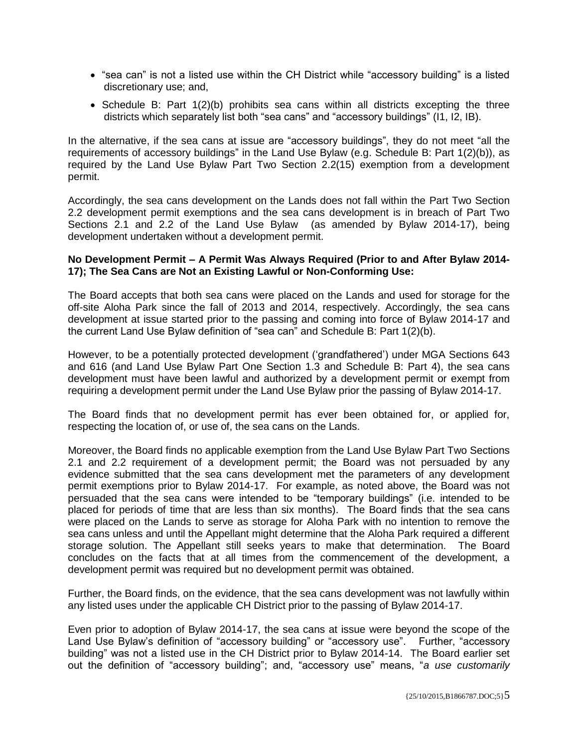- "sea can" is not a listed use within the CH District while "accessory building" is a listed discretionary use; and,
- Schedule B: Part 1(2)(b) prohibits sea cans within all districts excepting the three districts which separately list both "sea cans" and "accessory buildings" (I1, I2, IB).

In the alternative, if the sea cans at issue are "accessory buildings", they do not meet "all the requirements of accessory buildings" in the Land Use Bylaw (e.g. Schedule B: Part 1(2)(b)), as required by the Land Use Bylaw Part Two Section 2.2(15) exemption from a development permit.

Accordingly, the sea cans development on the Lands does not fall within the Part Two Section 2.2 development permit exemptions and the sea cans development is in breach of Part Two Sections 2.1 and 2.2 of the Land Use Bylaw (as amended by Bylaw 2014-17), being development undertaken without a development permit.

**No Development Permit – A Permit Was Always Required (Prior to and After Bylaw 2014-17); The Sea Cans are Not an Existing Lawful or Non-Conforming Use:**

The Board accepts that both sea cans were placed on the Lands and used for storage for the off-site Aloha Park since the fall of 2013 and 2014, respectively. Accordingly, the sea cans development at issue started prior to the passing and coming into force of Bylaw 2014-17 and the current Land Use Bylaw definition of "sea can" and Schedule B: Part 1(2)(b).

However, to be a potentially protected development ('grandfathered') under MGA Sections 643 and 616 (and Land Use Bylaw Part One Section 1.3 and Schedule B: Part 4), the sea cans development must have been lawful and authorized by a development permit or exempt from requiring a development permit under the Land Use Bylaw prior the passing of Bylaw 2014-17.

The Board finds that no development permit has ever been obtained for, or applied for, respecting the location of, or use of, the sea cans on the Lands.

Moreover, the Board finds no applicable exemption from the Land Use Bylaw Part Two Sections 2.1 and 2.2 requirement of a development permit; the Board was not persuaded by any evidence submitted that the sea cans development met the parameters of any development permit exemptions prior to Bylaw 2014-17. For example, as noted above, the Board was not persuaded that the sea cans were intended to be "temporary buildings" (i.e. intended to be placed for periods of time that are less than six months). The Board finds that the sea cans were placed on the Lands to serve as storage for Aloha Park with no intention to remove the sea cans unless and until the Appellant might determine that the Aloha Park required a different storage solution. The Appellant still seeks years to make that determination. The Board concludes on the facts that at all times from the commencement of the development, a development permit was required but no development permit was obtained.

Further, the Board finds, on the evidence, that the sea cans development was not lawfully within any listed uses under the applicable CH District prior to the passing of Bylaw 2014-17.

Even prior to adoption of Bylaw 2014-17, the sea cans at issue were beyond the scope of the Land Use Bylaw's definition of "accessory building" or "accessory use". Further, "accessory building" was not a listed use in the CH District prior to Bylaw 2014-14. The Board earlier set out the definition of "accessory building"; and, "accessory use" means, "*a use customarily*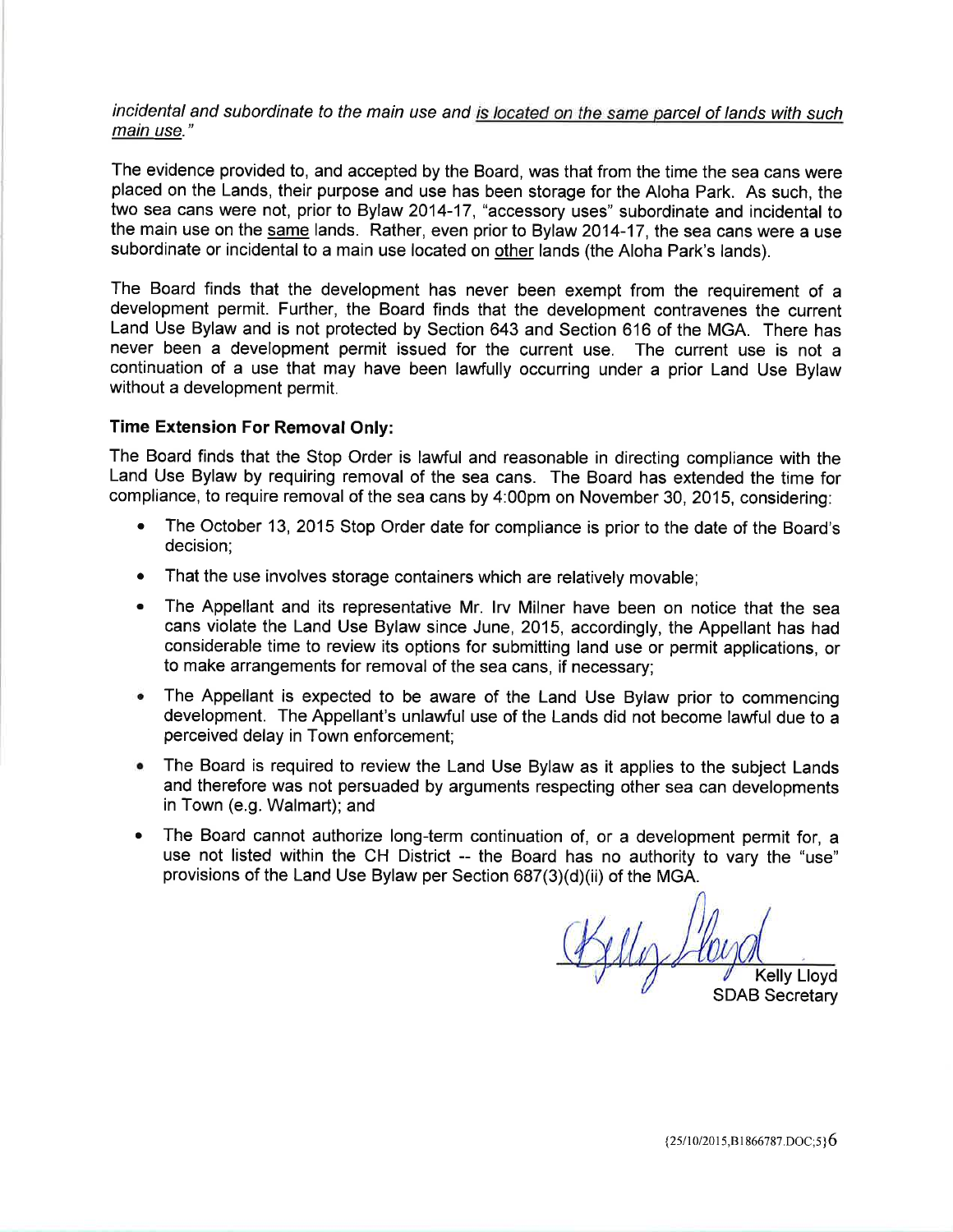*incidental and subordinate to the main use and is located on the same parcel of lands with such main use."*

The evidence provided to, and accepted by the Board, was that from the time the sea cans were placed on the Lands, their purpose and use has been storage for the Aloha Park. As such, the two sea cans were not, prior to Bylaw 2014-17, "accessory uses" subordinate and incidental to the main use on the same lands. Rather, even prior to Bylaw 2014-17, the sea cans were a use subordinate or incidental to a main use located on other lands (the Aloha Park's lands).

The Board finds that the development has never been exempt from the requirement of a development permit. Further, the Board finds that the development contravenes the current Land Use Bylaw and is not protected by Section 643 and Section 616 of the MGA. There has never been a development permit issued for the current use. The current use is not a continuation of a use that may have been lawfully occurring under a prior Land Use Bylaw without a development permit.

**Time Extension For Removal Only:**

The Board finds that the Stop Order is lawful and reasonable in directing compliance with the Land Use Bylaw by requiring removal of the sea cans. The Board has extended the time for compliance, to require removal of the sea cans by 4:00pm on November 30, 2015, considering:

- The October 13, 2015 Stop Order date for compliance is prior to the date of the Board's decision;
- That the use involves storage containers which are relatively movable;
- The Appellant and its representative Mr. Irv Milner have been on notice that the sea cans violate the Land Use Bylaw since June, 2015, accordingly, the Appellant has had considerable time to review its options for submitting land use or permit applications, or to make arrangements for removal of the sea cans, if necessary;
- The Appellant is expected to be aware of the Land Use Bylaw prior to commencing development. The Appellant's unlawful use of the Lands did not become lawful due to a perceived delay in Town enforcement;
- The Board is required to review the Land Use Bylaw as it applies to the subject Lands and therefore was not persuaded by arguments respecting other sea can developments in Town (e.g. Walmart); and
- The Board cannot authorize long-term continuation of, or a development permit for, a use not listed within the CH District -- the Board has no authority to vary the "use" provisions of the Land Use Bylaw per Section 687(3)(d)(ii) of the MGA.

Kelly Lloyd
SDAB Secretary

{25/10/2015,B1866787.DOC;5}